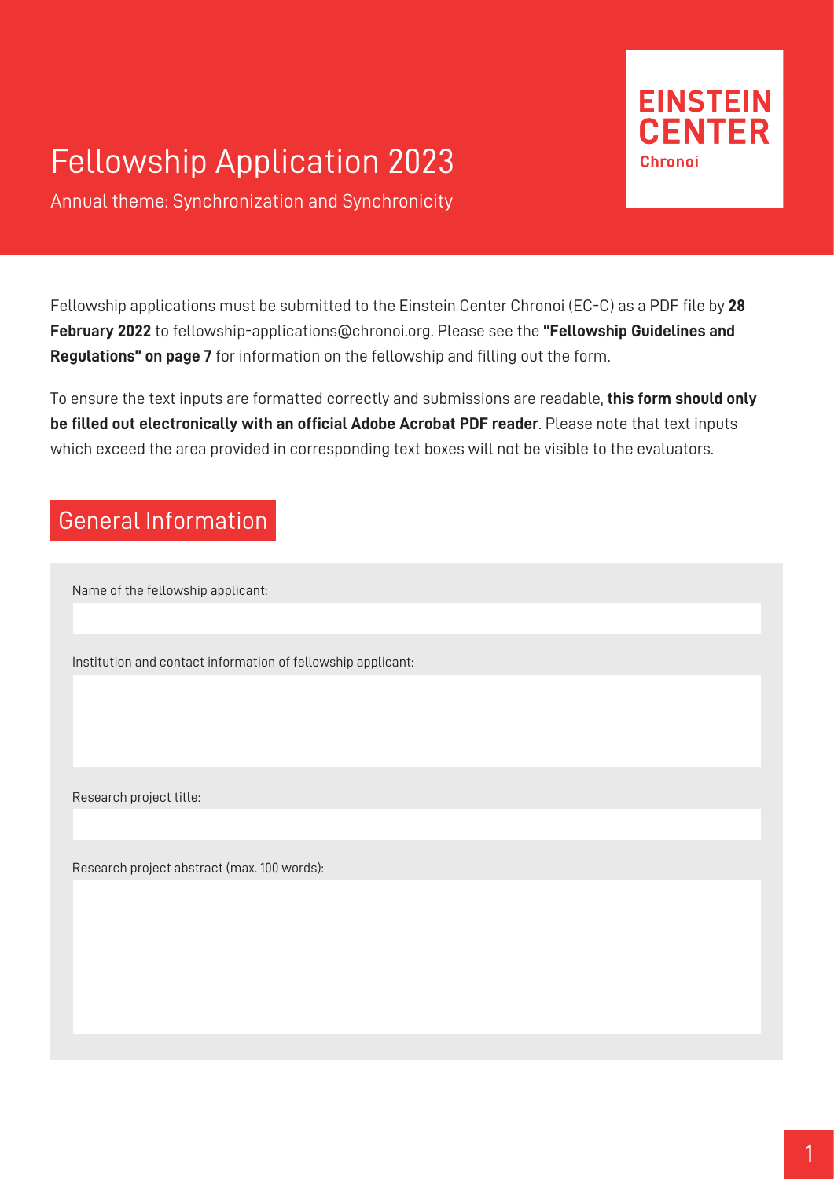# Fellowship Application 2023

Annual theme: Synchronization and Synchronicity

**EINSTEIN CENTER**
**Chronoi**

Fellowship applications must be submitted to the Einstein Center Chronoi (EC-C) as a PDF file by **28 February 2022** to fellowship-applications@chronoi.org. Please see the **"Fellowship Guidelines and Regulations" on page 7** for information on the fellowship and filling out the form.

To ensure the text inputs are formatted correctly and submissions are readable, **this form should only be filled out electronically with an official Adobe Acrobat PDF reader**. Please note that text inputs which exceed the area provided in corresponding text boxes will not be visible to the evaluators.

## General Information

Name of the fellowship applicant:

Institution and contact information of fellowship applicant:

Research project title:

Research project abstract (max. 100 words):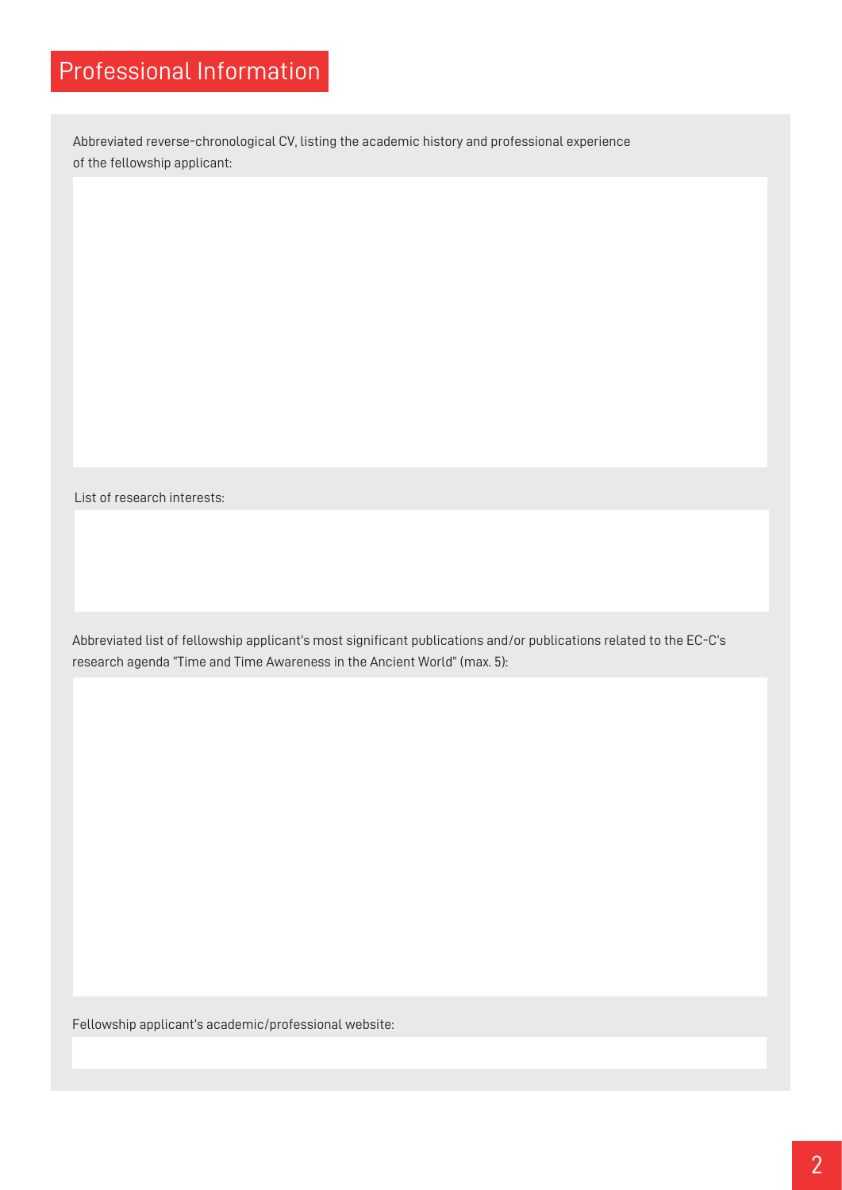## Professional Information

Abbreviated reverse-chronological CV, listing the academic history and professional experience of the fellowship applicant:

List of research interests:

Abbreviated list of fellowship applicant's most significant publications and/or publications related to the EC-C's research agenda "Time and Time Awareness in the Ancient World" (max. 5):

Fellowship applicant's academic/professional website: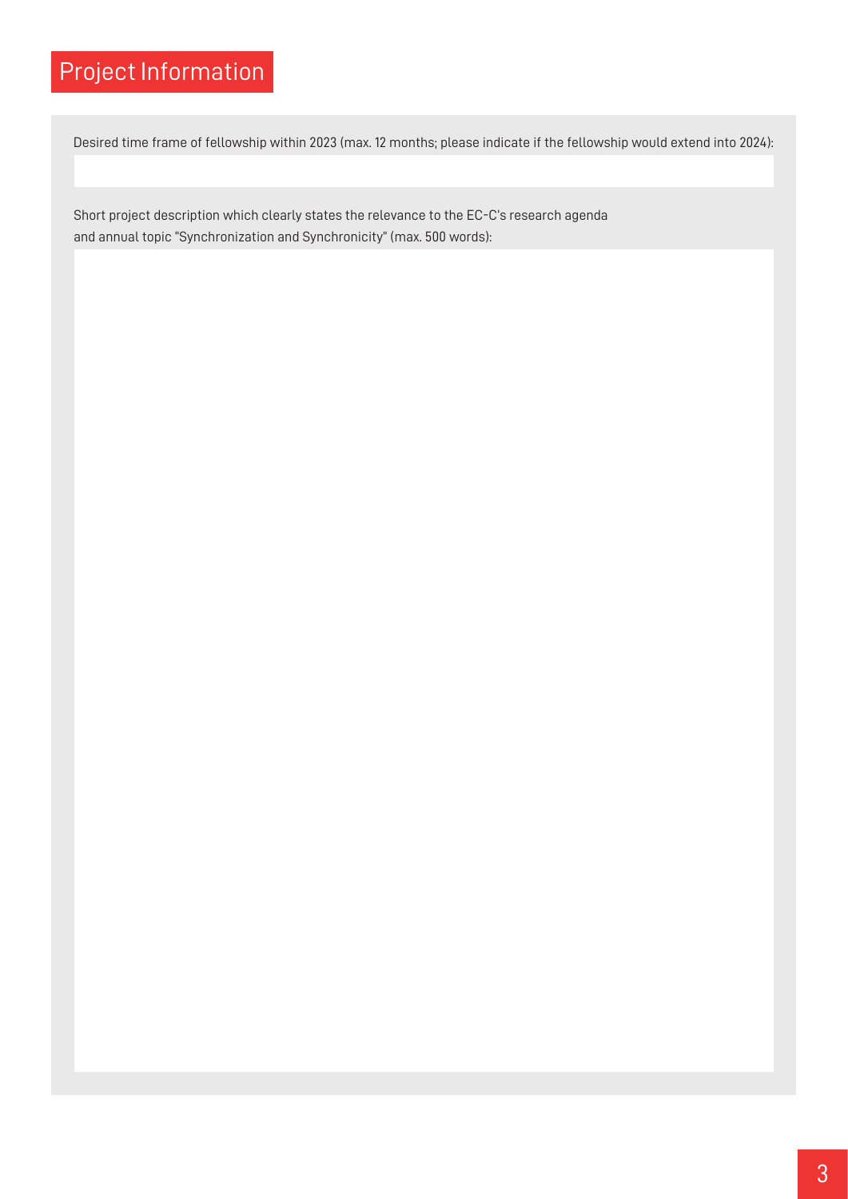# Project Information

Desired time frame of fellowship within 2023 (max. 12 months; please indicate if the fellowship would extend into 2024):

Short project description which clearly states the relevance to the EC-C's research agenda and annual topic "Synchronization and Synchronicity" (max. 500 words):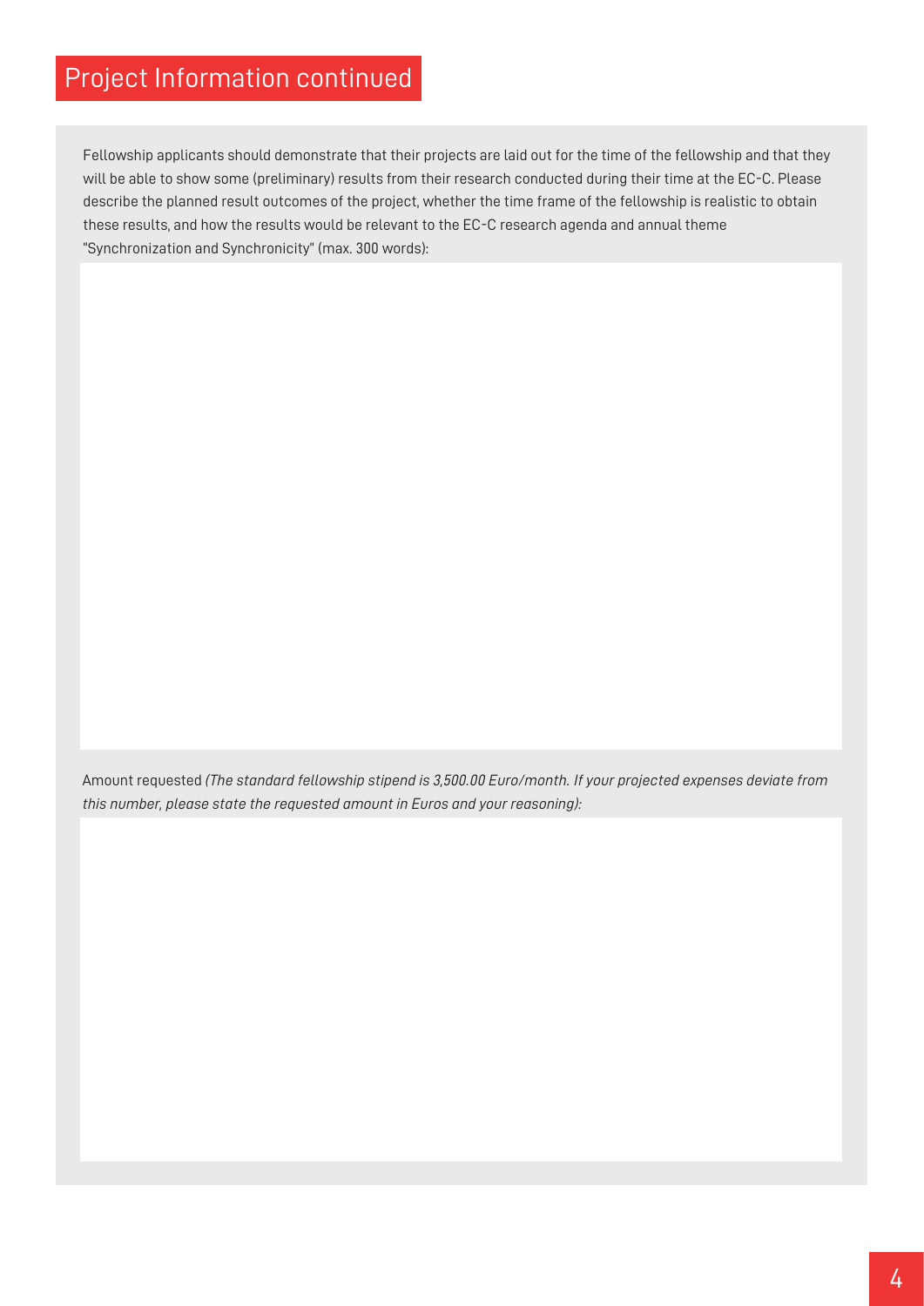## Project Information continued

Fellowship applicants should demonstrate that their projects are laid out for the time of the fellowship and that they will be able to show some (preliminary) results from their research conducted during their time at the EC-C. Please describe the planned result outcomes of the project, whether the time frame of the fellowship is realistic to obtain these results, and how the results would be relevant to the EC-C research agenda and annual theme "Synchronization and Synchronicity" (max. 300 words):

Amount requested *(The standard fellowship stipend is 3,500.00 Euro/month. If your projected expenses deviate from this number, please state the requested amount in Euros and your reasoning):*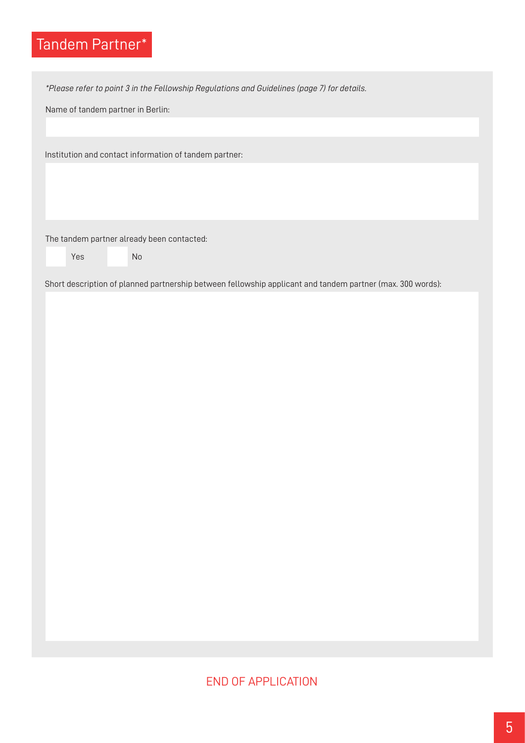# Tandem Partner*

*\*Please refer to point 3 in the Fellowship Regulations and Guidelines (page 7) for details.*

Name of tandem partner in Berlin:

Institution and contact information of tandem partner:

The tandem partner already been contacted:

- [ ] Yes
- [ ] No

Short description of planned partnership between fellowship applicant and tandem partner (max. 300 words):

END OF APPLICATION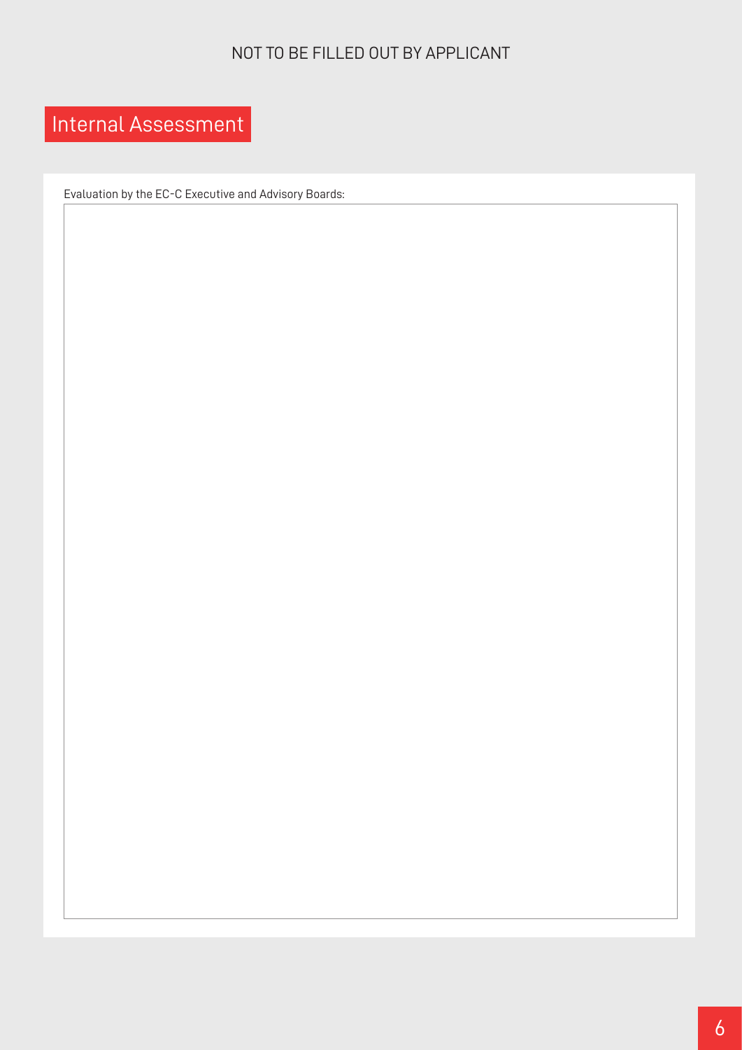NOT TO BE FILLED OUT BY APPLICANT

## Internal Assessment

Evaluation by the EC-C Executive and Advisory Boards: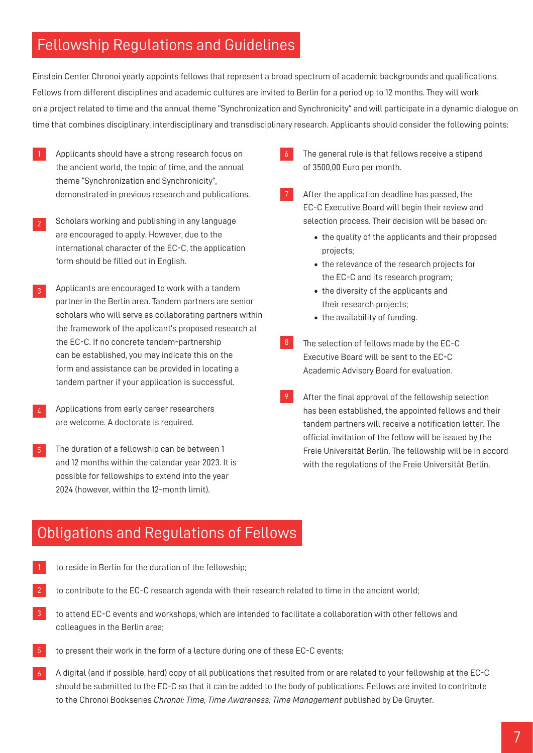## Fellowship Regulations and Guidelines

Einstein Center Chronoi yearly appoints fellows that represent a broad spectrum of academic backgrounds and qualifications. Fellows from different disciplines and academic cultures are invited to Berlin for a period up to 12 months. They will work on a project related to time and the annual theme "Synchronization and Synchronicity" and will participate in a dynamic dialogue on time that combines disciplinary, interdisciplinary and transdisciplinary research. Applicants should consider the following points:

1. Applicants should have a strong research focus on the ancient world, the topic of time, and the annual theme "Synchronization and Synchronicity", demonstrated in previous research and publications.
2. Scholars working and publishing in any language are encouraged to apply. However, due to the international character of the EC-C, the application form should be filled out in English.
3. Applicants are encouraged to work with a tandem partner in the Berlin area. Tandem partners are senior scholars who will serve as collaborating partners within the framework of the applicant's proposed research at the EC-C. If no concrete tandem-partnership can be established, you may indicate this on the form and assistance can be provided in locating a tandem partner if your application is successful.
4. Applications from early career researchers are welcome. A doctorate is required.
5. The duration of a fellowship can be between 1 and 12 months within the calendar year 2023. It is possible for fellowships to extend into the year 2024 (however, within the 12-month limit).
6. The general rule is that fellows receive a stipend of 3500,00 Euro per month.
7. After the application deadline has passed, the EC-C Executive Board will begin their review and selection process. Their decision will be based on:
   - the quality of the applicants and their proposed projects;
   - the relevance of the research projects for the EC-C and its research program;
   - the diversity of the applicants and their research projects;
   - the availability of funding.
8. The selection of fellows made by the EC-C Executive Board will be sent to the EC-C Academic Advisory Board for evaluation.
9. After the final approval of the fellowship selection has been established, the appointed fellows and their tandem partners will receive a notification letter. The official invitation of the fellow will be issued by the Freie Universität Berlin. The fellowship will be in accord with the regulations of the Freie Universität Berlin.

## Obligations and Regulations of Fellows

1 to reside in Berlin for the duration of the fellowship;

2 to contribute to the EC-C research agenda with their research related to time in the ancient world;

3 to attend EC-C events and workshops, which are intended to facilitate a collaboration with other fellows and colleagues in the Berlin area;

5 to present their work in the form of a lecture during one of these EC-C events;

6 A digital (and if possible, hard) copy of all publications that resulted from or are related to your fellowship at the EC-C should be submitted to the EC-C so that it can be added to the body of publications. Fellows are invited to contribute to the Chronoi Bookseries *Chronoi: Time, Time Awareness, Time Management* published by De Gruyter.